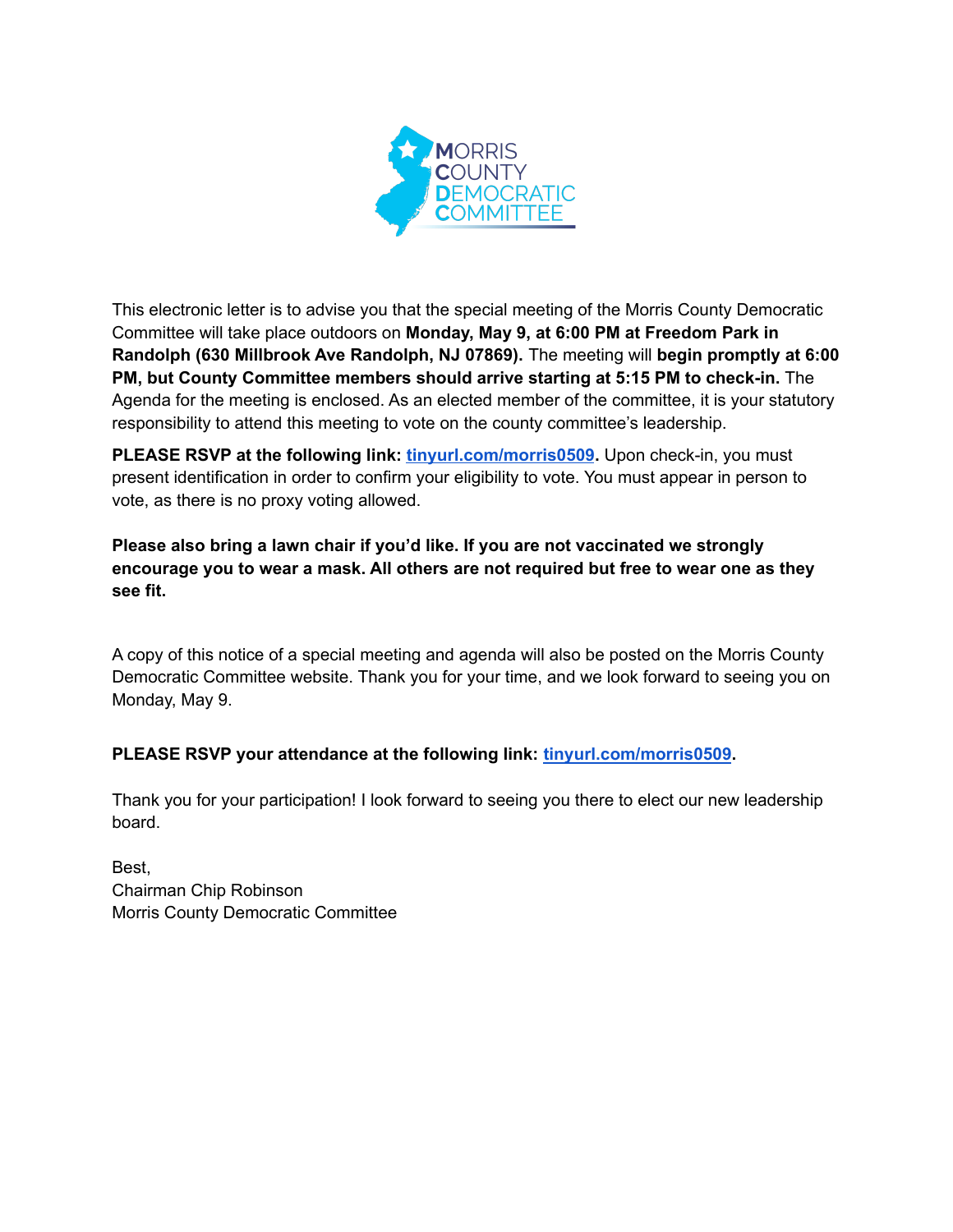MORRIS COUNTY DEMOCRATIC COMMITTEE

This electronic letter is to advise you that the special meeting of the Morris County Democratic Committee will take place outdoors on **Monday, May 9, at 6:00 PM at Freedom Park in Randolph (630 Millbrook Ave Randolph, NJ 07869).** The meeting will **begin promptly at 6:00 PM, but County Committee members should arrive starting at 5:15 PM to check-in.** The Agenda for the meeting is enclosed. As an elected member of the committee, it is your statutory responsibility to attend this meeting to vote on the county committee's leadership.

**PLEASE RSVP at the following link: [tinyurl.com/morris0509](tinyurl.com/morris0509).** Upon check-in, you must present identification in order to confirm your eligibility to vote. You must appear in person to vote, as there is no proxy voting allowed.

**Please also bring a lawn chair if you'd like. If you are not vaccinated we strongly encourage you to wear a mask. All others are not required but free to wear one as they see fit.**

A copy of this notice of a special meeting and agenda will also be posted on the Morris County Democratic Committee website. Thank you for your time, and we look forward to seeing you on Monday, May 9.

**PLEASE RSVP your attendance at the following link: [tinyurl.com/morris0509](tinyurl.com/morris0509).**

Thank you for your participation! I look forward to seeing you there to elect our new leadership board.

Best,
Chairman Chip Robinson
Morris County Democratic Committee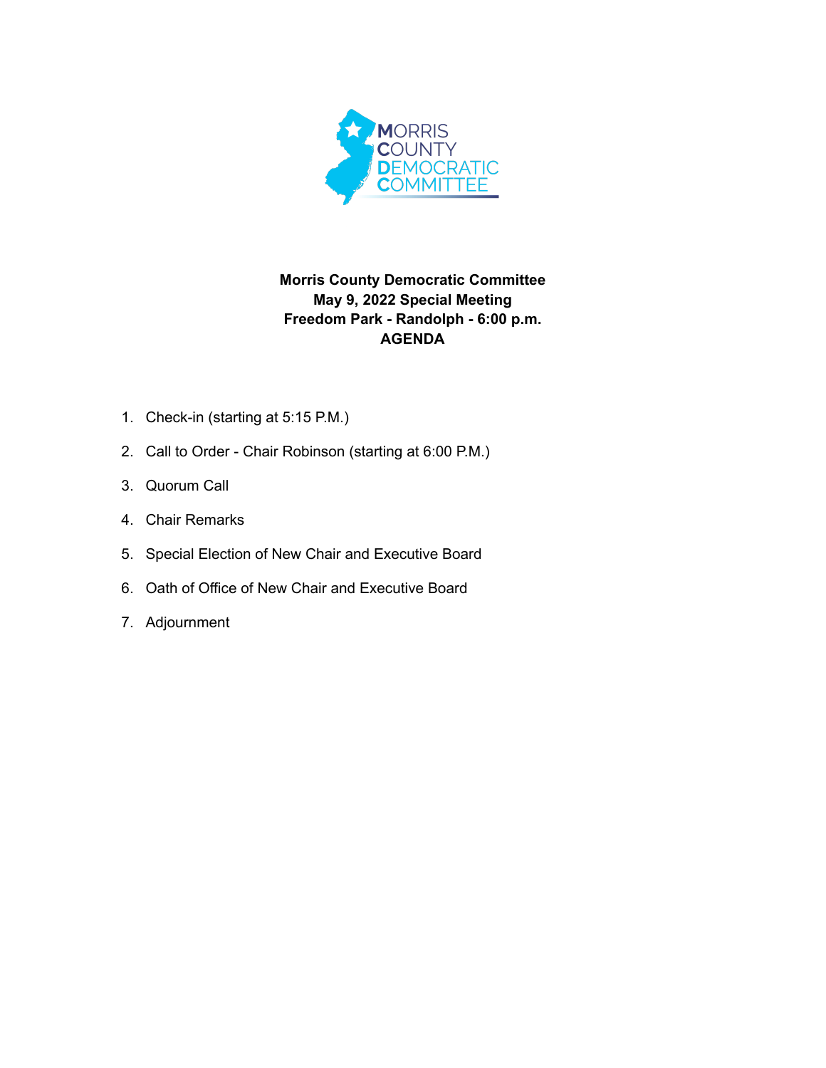**Morris County Democratic Committee**
**May 9, 2022 Special Meeting**
**Freedom Park - Randolph - 6:00 p.m.**
**AGENDA**

1. Check-in (starting at 5:15 P.M.)
2. Call to Order - Chair Robinson (starting at 6:00 P.M.)
3. Quorum Call
4. Chair Remarks
5. Special Election of New Chair and Executive Board
6. Oath of Office of New Chair and Executive Board
7. Adjournment